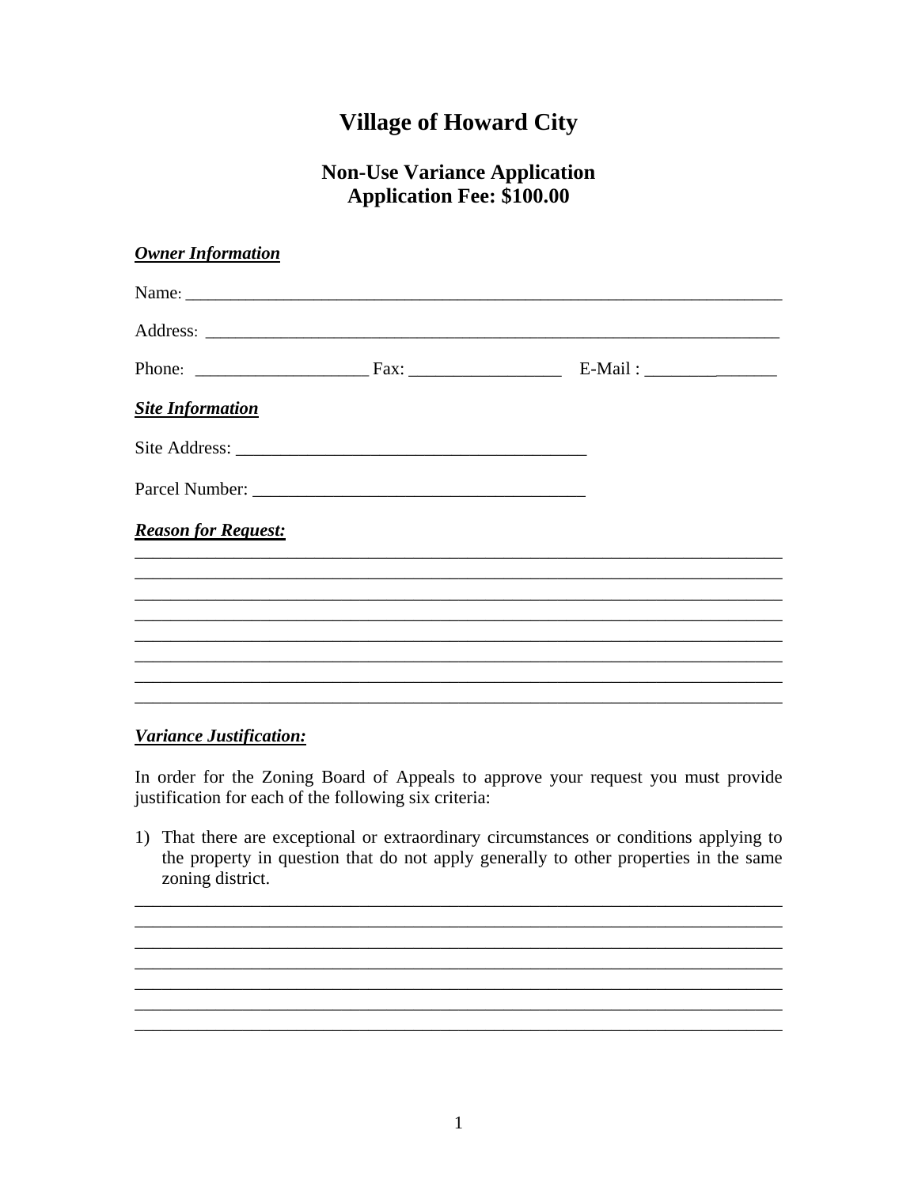# Village of Howard City

## Non-Use Variance Application
## Application Fee: $100.00

***Owner Information***

Name: ______________________________________________________________________

Address: ____________________________________________________________________

Phone: ____________________ Fax: _________________ E-Mail : ________________

***Site Information***

Site Address: ________________________________________

Parcel Number: _____________________________________

***Reason for Request:***

___________________________________________________________________________
___________________________________________________________________________
___________________________________________________________________________
___________________________________________________________________________
___________________________________________________________________________
___________________________________________________________________________
___________________________________________________________________________
___________________________________________________________________________

***Variance Justification:***

In order for the Zoning Board of Appeals to approve your request you must provide justification for each of the following six criteria:

1) That there are exceptional or extraordinary circumstances or conditions applying to the property in question that do not apply generally to other properties in the same zoning district.

___________________________________________________________________________
___________________________________________________________________________
___________________________________________________________________________
___________________________________________________________________________
___________________________________________________________________________
___________________________________________________________________________
___________________________________________________________________________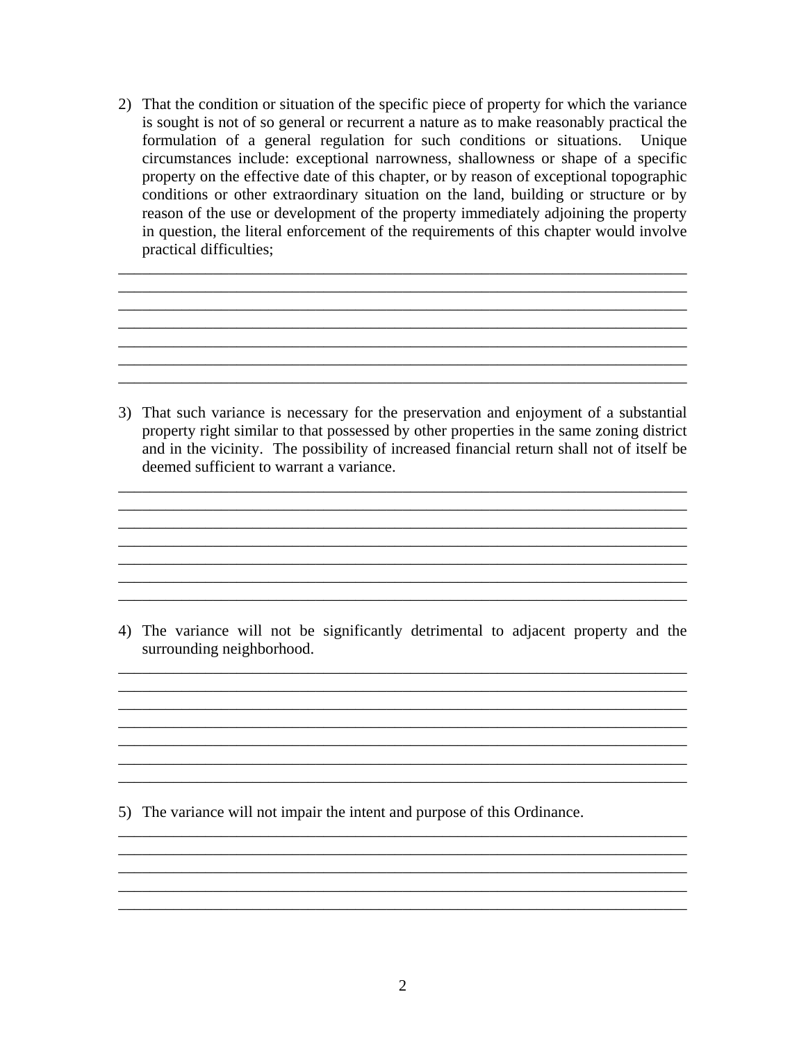2) That the condition or situation of the specific piece of property for which the variance is sought is not of so general or recurrent a nature as to make reasonably practical the formulation of a general regulation for such conditions or situations. Unique circumstances include: exceptional narrowness, shallowness or shape of a specific property on the effective date of this chapter, or by reason of exceptional topographic conditions or other extraordinary situation on the land, building or structure or by reason of the use or development of the property immediately adjoining the property in question, the literal enforcement of the requirements of this chapter would involve practical difficulties;

\_\_\_\_\_\_\_\_\_\_\_\_\_\_\_\_\_\_\_\_\_\_\_\_\_\_\_\_\_\_\_\_\_\_\_\_\_\_\_\_\_\_\_\_\_\_\_\_\_\_\_\_\_\_\_\_\_\_\_\_\_\_\_\_\_\_\_\_\_\_
\_\_\_\_\_\_\_\_\_\_\_\_\_\_\_\_\_\_\_\_\_\_\_\_\_\_\_\_\_\_\_\_\_\_\_\_\_\_\_\_\_\_\_\_\_\_\_\_\_\_\_\_\_\_\_\_\_\_\_\_\_\_\_\_\_\_\_\_\_\_
\_\_\_\_\_\_\_\_\_\_\_\_\_\_\_\_\_\_\_\_\_\_\_\_\_\_\_\_\_\_\_\_\_\_\_\_\_\_\_\_\_\_\_\_\_\_\_\_\_\_\_\_\_\_\_\_\_\_\_\_\_\_\_\_\_\_\_\_\_\_
\_\_\_\_\_\_\_\_\_\_\_\_\_\_\_\_\_\_\_\_\_\_\_\_\_\_\_\_\_\_\_\_\_\_\_\_\_\_\_\_\_\_\_\_\_\_\_\_\_\_\_\_\_\_\_\_\_\_\_\_\_\_\_\_\_\_\_\_\_\_
\_\_\_\_\_\_\_\_\_\_\_\_\_\_\_\_\_\_\_\_\_\_\_\_\_\_\_\_\_\_\_\_\_\_\_\_\_\_\_\_\_\_\_\_\_\_\_\_\_\_\_\_\_\_\_\_\_\_\_\_\_\_\_\_\_\_\_\_\_\_
\_\_\_\_\_\_\_\_\_\_\_\_\_\_\_\_\_\_\_\_\_\_\_\_\_\_\_\_\_\_\_\_\_\_\_\_\_\_\_\_\_\_\_\_\_\_\_\_\_\_\_\_\_\_\_\_\_\_\_\_\_\_\_\_\_\_\_\_\_\_
\_\_\_\_\_\_\_\_\_\_\_\_\_\_\_\_\_\_\_\_\_\_\_\_\_\_\_\_\_\_\_\_\_\_\_\_\_\_\_\_\_\_\_\_\_\_\_\_\_\_\_\_\_\_\_\_\_\_\_\_\_\_\_\_\_\_\_\_\_\_

3) That such variance is necessary for the preservation and enjoyment of a substantial property right similar to that possessed by other properties in the same zoning district and in the vicinity. The possibility of increased financial return shall not of itself be deemed sufficient to warrant a variance.

\_\_\_\_\_\_\_\_\_\_\_\_\_\_\_\_\_\_\_\_\_\_\_\_\_\_\_\_\_\_\_\_\_\_\_\_\_\_\_\_\_\_\_\_\_\_\_\_\_\_\_\_\_\_\_\_\_\_\_\_\_\_\_\_\_\_\_\_\_\_
\_\_\_\_\_\_\_\_\_\_\_\_\_\_\_\_\_\_\_\_\_\_\_\_\_\_\_\_\_\_\_\_\_\_\_\_\_\_\_\_\_\_\_\_\_\_\_\_\_\_\_\_\_\_\_\_\_\_\_\_\_\_\_\_\_\_\_\_\_\_
\_\_\_\_\_\_\_\_\_\_\_\_\_\_\_\_\_\_\_\_\_\_\_\_\_\_\_\_\_\_\_\_\_\_\_\_\_\_\_\_\_\_\_\_\_\_\_\_\_\_\_\_\_\_\_\_\_\_\_\_\_\_\_\_\_\_\_\_\_\_
\_\_\_\_\_\_\_\_\_\_\_\_\_\_\_\_\_\_\_\_\_\_\_\_\_\_\_\_\_\_\_\_\_\_\_\_\_\_\_\_\_\_\_\_\_\_\_\_\_\_\_\_\_\_\_\_\_\_\_\_\_\_\_\_\_\_\_\_\_\_
\_\_\_\_\_\_\_\_\_\_\_\_\_\_\_\_\_\_\_\_\_\_\_\_\_\_\_\_\_\_\_\_\_\_\_\_\_\_\_\_\_\_\_\_\_\_\_\_\_\_\_\_\_\_\_\_\_\_\_\_\_\_\_\_\_\_\_\_\_\_
\_\_\_\_\_\_\_\_\_\_\_\_\_\_\_\_\_\_\_\_\_\_\_\_\_\_\_\_\_\_\_\_\_\_\_\_\_\_\_\_\_\_\_\_\_\_\_\_\_\_\_\_\_\_\_\_\_\_\_\_\_\_\_\_\_\_\_\_\_\_
\_\_\_\_\_\_\_\_\_\_\_\_\_\_\_\_\_\_\_\_\_\_\_\_\_\_\_\_\_\_\_\_\_\_\_\_\_\_\_\_\_\_\_\_\_\_\_\_\_\_\_\_\_\_\_\_\_\_\_\_\_\_\_\_\_\_\_\_\_\_

4) The variance will not be significantly detrimental to adjacent property and the surrounding neighborhood.

\_\_\_\_\_\_\_\_\_\_\_\_\_\_\_\_\_\_\_\_\_\_\_\_\_\_\_\_\_\_\_\_\_\_\_\_\_\_\_\_\_\_\_\_\_\_\_\_\_\_\_\_\_\_\_\_\_\_\_\_\_\_\_\_\_\_\_\_\_\_
\_\_\_\_\_\_\_\_\_\_\_\_\_\_\_\_\_\_\_\_\_\_\_\_\_\_\_\_\_\_\_\_\_\_\_\_\_\_\_\_\_\_\_\_\_\_\_\_\_\_\_\_\_\_\_\_\_\_\_\_\_\_\_\_\_\_\_\_\_\_
\_\_\_\_\_\_\_\_\_\_\_\_\_\_\_\_\_\_\_\_\_\_\_\_\_\_\_\_\_\_\_\_\_\_\_\_\_\_\_\_\_\_\_\_\_\_\_\_\_\_\_\_\_\_\_\_\_\_\_\_\_\_\_\_\_\_\_\_\_\_
\_\_\_\_\_\_\_\_\_\_\_\_\_\_\_\_\_\_\_\_\_\_\_\_\_\_\_\_\_\_\_\_\_\_\_\_\_\_\_\_\_\_\_\_\_\_\_\_\_\_\_\_\_\_\_\_\_\_\_\_\_\_\_\_\_\_\_\_\_\_
\_\_\_\_\_\_\_\_\_\_\_\_\_\_\_\_\_\_\_\_\_\_\_\_\_\_\_\_\_\_\_\_\_\_\_\_\_\_\_\_\_\_\_\_\_\_\_\_\_\_\_\_\_\_\_\_\_\_\_\_\_\_\_\_\_\_\_\_\_\_
\_\_\_\_\_\_\_\_\_\_\_\_\_\_\_\_\_\_\_\_\_\_\_\_\_\_\_\_\_\_\_\_\_\_\_\_\_\_\_\_\_\_\_\_\_\_\_\_\_\_\_\_\_\_\_\_\_\_\_\_\_\_\_\_\_\_\_\_\_\_
\_\_\_\_\_\_\_\_\_\_\_\_\_\_\_\_\_\_\_\_\_\_\_\_\_\_\_\_\_\_\_\_\_\_\_\_\_\_\_\_\_\_\_\_\_\_\_\_\_\_\_\_\_\_\_\_\_\_\_\_\_\_\_\_\_\_\_\_\_\_

5) The variance will not impair the intent and purpose of this Ordinance.

\_\_\_\_\_\_\_\_\_\_\_\_\_\_\_\_\_\_\_\_\_\_\_\_\_\_\_\_\_\_\_\_\_\_\_\_\_\_\_\_\_\_\_\_\_\_\_\_\_\_\_\_\_\_\_\_\_\_\_\_\_\_\_\_\_\_\_\_\_\_
\_\_\_\_\_\_\_\_\_\_\_\_\_\_\_\_\_\_\_\_\_\_\_\_\_\_\_\_\_\_\_\_\_\_\_\_\_\_\_\_\_\_\_\_\_\_\_\_\_\_\_\_\_\_\_\_\_\_\_\_\_\_\_\_\_\_\_\_\_\_
\_\_\_\_\_\_\_\_\_\_\_\_\_\_\_\_\_\_\_\_\_\_\_\_\_\_\_\_\_\_\_\_\_\_\_\_\_\_\_\_\_\_\_\_\_\_\_\_\_\_\_\_\_\_\_\_\_\_\_\_\_\_\_\_\_\_\_\_\_\_
\_\_\_\_\_\_\_\_\_\_\_\_\_\_\_\_\_\_\_\_\_\_\_\_\_\_\_\_\_\_\_\_\_\_\_\_\_\_\_\_\_\_\_\_\_\_\_\_\_\_\_\_\_\_\_\_\_\_\_\_\_\_\_\_\_\_\_\_\_\_
\_\_\_\_\_\_\_\_\_\_\_\_\_\_\_\_\_\_\_\_\_\_\_\_\_\_\_\_\_\_\_\_\_\_\_\_\_\_\_\_\_\_\_\_\_\_\_\_\_\_\_\_\_\_\_\_\_\_\_\_\_\_\_\_\_\_\_\_\_\_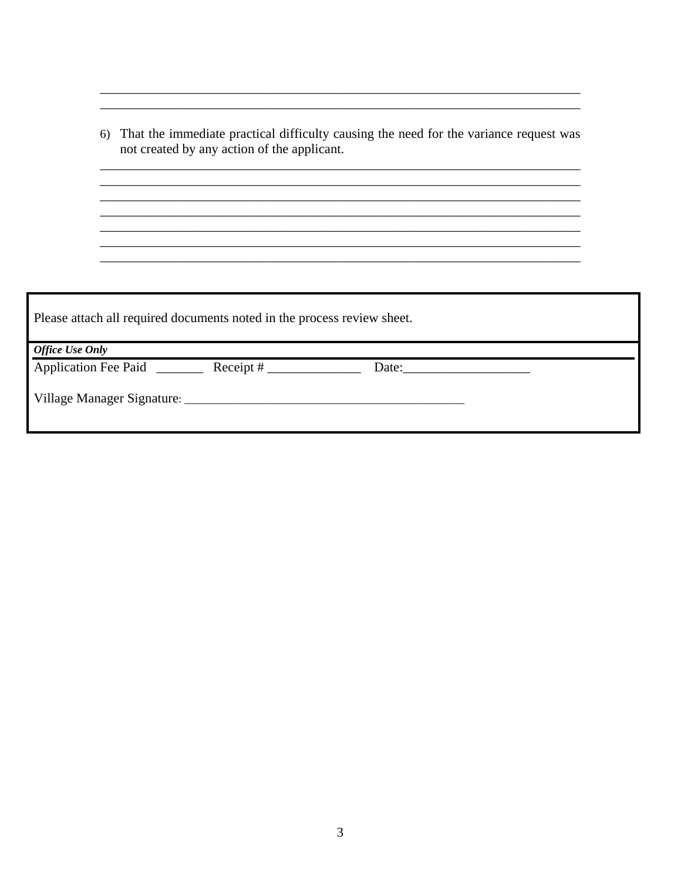______________________________________________________________________________
______________________________________________________________________________

6) That the immediate practical difficulty causing the need for the variance request was not created by any action of the applicant.

______________________________________________________________________________
______________________________________________________________________________
______________________________________________________________________________
______________________________________________________________________________
______________________________________________________________________________
______________________________________________________________________________
______________________________________________________________________________

Please attach all required documents noted in the process review sheet.

***Office Use Only***

Application Fee Paid _______ Receipt # ______________ Date:___________________

Village Manager Signature: _____________________________________________